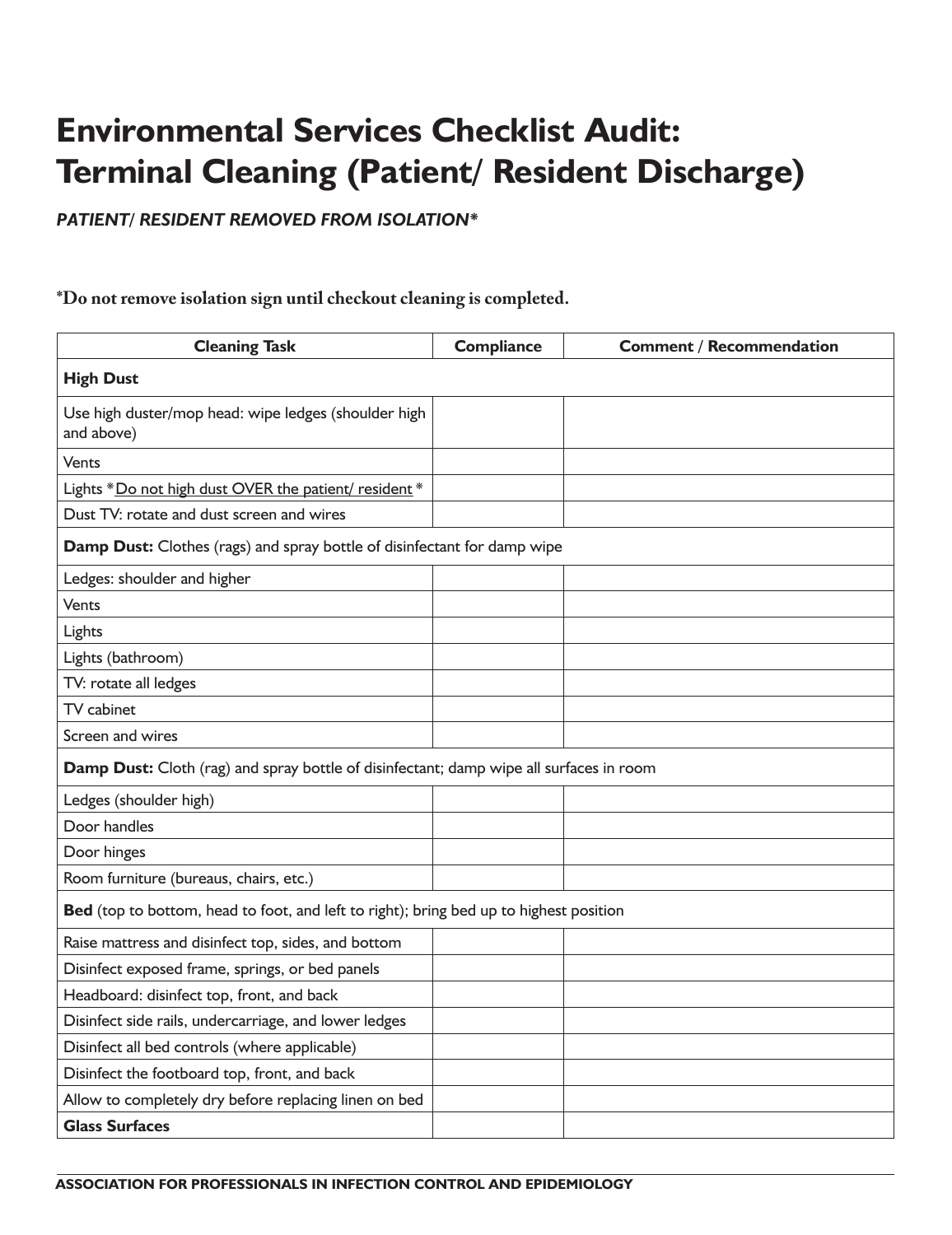# Environmental Services Checklist Audit: Terminal Cleaning (Patient/ Resident Discharge)

***PATIENT/ RESIDENT REMOVED FROM ISOLATION****

**\*Do not remove isolation sign until checkout cleaning is completed.**

| Cleaning Task | Compliance | Comment / Recommendation |
|---|---|---|
| **High Dust** | | |
| Use high duster/mop head: wipe ledges (shoulder high and above) | | |
| Vents | | |
| Lights *<u>Do not high dust OVER the patient/ resident</u>* | | |
| Dust TV: rotate and dust screen and wires | | |
| **Damp Dust:** Clothes (rags) and spray bottle of disinfectant for damp wipe | | |
| Ledges: shoulder and higher | | |
| Vents | | |
| Lights | | |
| Lights (bathroom) | | |
| TV: rotate all ledges | | |
| TV cabinet | | |
| Screen and wires | | |
| **Damp Dust:** Cloth (rag) and spray bottle of disinfectant; damp wipe all surfaces in room | | |
| Ledges (shoulder high) | | |
| Door handles | | |
| Door hinges | | |
| Room furniture (bureaus, chairs, etc.) | | |
| **Bed** (top to bottom, head to foot, and left to right); bring bed up to highest position | | |
| Raise mattress and disinfect top, sides, and bottom | | |
| Disinfect exposed frame, springs, or bed panels | | |
| Headboard: disinfect top, front, and back | | |
| Disinfect side rails, undercarriage, and lower ledges | | |
| Disinfect all bed controls (where applicable) | | |
| Disinfect the footboard top, front, and back | | |
| Allow to completely dry before replacing linen on bed | | |
| **Glass Surfaces** | | |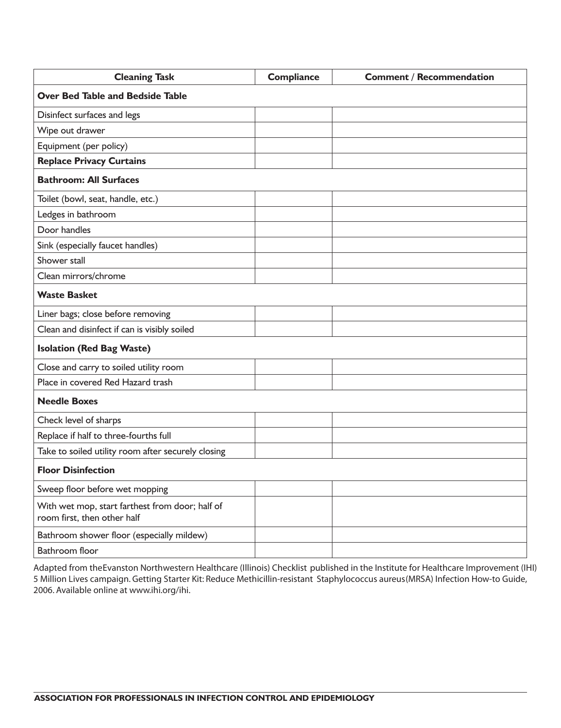| Cleaning Task | Compliance | Comment / Recommendation |
| --- | --- | --- |
| **Over Bed Table and Bedside Table** | | |
| Disinfect surfaces and legs | | |
| Wipe out drawer | | |
| Equipment (per policy) | | |
| **Replace Privacy Curtains** | | |
| **Bathroom: All Surfaces** | | |
| Toilet (bowl, seat, handle, etc.) | | |
| Ledges in bathroom | | |
| Door handles | | |
| Sink (especially faucet handles) | | |
| Shower stall | | |
| Clean mirrors/chrome | | |
| **Waste Basket** | | |
| Liner bags; close before removing | | |
| Clean and disinfect if can is visibly soiled | | |
| **Isolation (Red Bag Waste)** | | |
| Close and carry to soiled utility room | | |
| Place in covered Red Hazard trash | | |
| **Needle Boxes** | | |
| Check level of sharps | | |
| Replace if half to three-fourths full | | |
| Take to soiled utility room after securely closing | | |
| **Floor Disinfection** | | |
| Sweep floor before wet mopping | | |
| With wet mop, start farthest from door; half of room first, then other half | | |
| Bathroom shower floor (especially mildew) | | |
| Bathroom floor | | |

Adapted from theEvanston Northwestern Healthcare (Illinois) Checklist published in the Institute for Healthcare Improvement (IHI) 5 Million Lives campaign. Getting Starter Kit: Reduce Methicillin-resistant Staphylococcus aureus(MRSA) Infection How-to Guide, 2006. Available online at www.ihi.org/ihi.